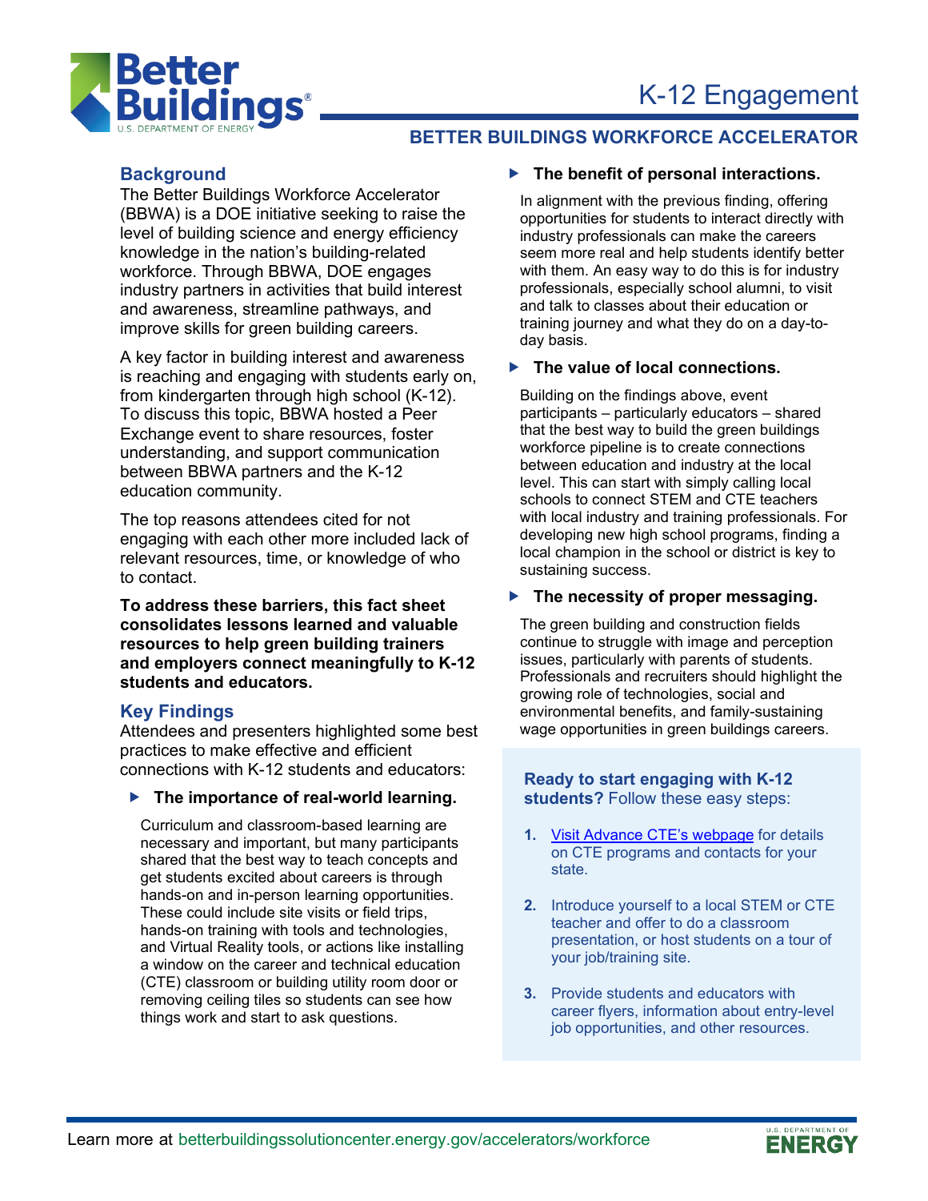# K-12 Engagement

## BETTER BUILDINGS WORKFORCE ACCELERATOR

### Background

The Better Buildings Workforce Accelerator (BBWA) is a DOE initiative seeking to raise the level of building science and energy efficiency knowledge in the nation's building-related workforce. Through BBWA, DOE engages industry partners in activities that build interest and awareness, streamline pathways, and improve skills for green building careers.

A key factor in building interest and awareness is reaching and engaging with students early on, from kindergarten through high school (K-12). To discuss this topic, BBWA hosted a Peer Exchange event to share resources, foster understanding, and support communication between BBWA partners and the K-12 education community.

The top reasons attendees cited for not engaging with each other more included lack of relevant resources, time, or knowledge of who to contact.

**To address these barriers, this fact sheet consolidates lessons learned and valuable resources to help green building trainers and employers connect meaningfully to K-12 students and educators.**

### Key Findings

Attendees and presenters highlighted some best practices to make effective and efficient connections with K-12 students and educators:

- **The importance of real-world learning.**

  Curriculum and classroom-based learning are necessary and important, but many participants shared that the best way to teach concepts and get students excited about careers is through hands-on and in-person learning opportunities. These could include site visits or field trips, hands-on training with tools and technologies, and Virtual Reality tools, or actions like installing a window on the career and technical education (CTE) classroom or building utility room door or removing ceiling tiles so students can see how things work and start to ask questions.

- **The benefit of personal interactions.**

  In alignment with the previous finding, offering opportunities for students to interact directly with industry professionals can make the careers seem more real and help students identify better with them. An easy way to do this is for industry professionals, especially school alumni, to visit and talk to classes about their education or training journey and what they do on a day-to-day basis.

- **The value of local connections.**

  Building on the findings above, event participants – particularly educators – shared that the best way to build the green buildings workforce pipeline is to create connections between education and industry at the local level. This can start with simply calling local schools to connect STEM and CTE teachers with local industry and training professionals. For developing new high school programs, finding a local champion in the school or district is key to sustaining success.

- **The necessity of proper messaging.**

  The green building and construction fields continue to struggle with image and perception issues, particularly with parents of students. Professionals and recruiters should highlight the growing role of technologies, social and environmental benefits, and family-sustaining wage opportunities in green buildings careers.

**Ready to start engaging with K-12 students?** Follow these easy steps:

1. Visit Advance CTE's webpage for details on CTE programs and contacts for your state.
2. Introduce yourself to a local STEM or CTE teacher and offer to do a classroom presentation, or host students on a tour of your job/training site.
3. Provide students and educators with career flyers, information about entry-level job opportunities, and other resources.

Learn more at betterbuildingssolutioncenter.energy.gov/accelerators/workforce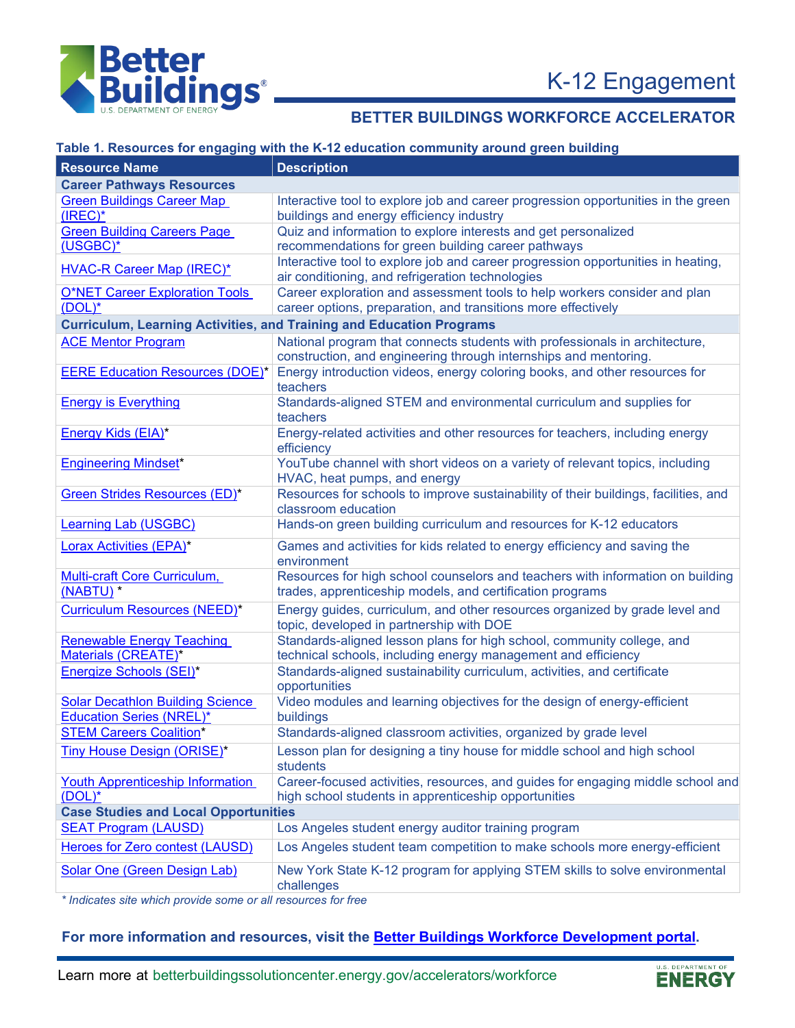# K-12 Engagement

## BETTER BUILDINGS WORKFORCE ACCELERATOR

**Table 1. Resources for engaging with the K-12 education community around green building**

| Resource Name | Description |
|---|---|
| **Career Pathways Resources** | |
| Green Buildings Career Map (IREC)* | Interactive tool to explore job and career progression opportunities in the green buildings and energy efficiency industry |
| Green Building Careers Page (USGBC)* | Quiz and information to explore interests and get personalized recommendations for green building career pathways |
| HVAC-R Career Map (IREC)* | Interactive tool to explore job and career progression opportunities in heating, air conditioning, and refrigeration technologies |
| O*NET Career Exploration Tools (DOL)* | Career exploration and assessment tools to help workers consider and plan career options, preparation, and transitions more effectively |
| **Curriculum, Learning Activities, and Training and Education Programs** | |
| ACE Mentor Program | National program that connects students with professionals in architecture, construction, and engineering through internships and mentoring. |
| EERE Education Resources (DOE)* | Energy introduction videos, energy coloring books, and other resources for teachers |
| Energy is Everything | Standards-aligned STEM and environmental curriculum and supplies for teachers |
| Energy Kids (EIA)* | Energy-related activities and other resources for teachers, including energy efficiency |
| Engineering Mindset* | YouTube channel with short videos on a variety of relevant topics, including HVAC, heat pumps, and energy |
| Green Strides Resources (ED)* | Resources for schools to improve sustainability of their buildings, facilities, and classroom education |
| Learning Lab (USGBC) | Hands-on green building curriculum and resources for K-12 educators |
| Lorax Activities (EPA)* | Games and activities for kids related to energy efficiency and saving the environment |
| Multi-craft Core Curriculum, (NABTU) * | Resources for high school counselors and teachers with information on building trades, apprenticeship models, and certification programs |
| Curriculum Resources (NEED)* | Energy guides, curriculum, and other resources organized by grade level and topic, developed in partnership with DOE |
| Renewable Energy Teaching Materials (CREATE)* | Standards-aligned lesson plans for high school, community college, and technical schools, including energy management and efficiency |
| Energize Schools (SEI)* | Standards-aligned sustainability curriculum, activities, and certificate opportunities |
| Solar Decathlon Building Science Education Series (NREL)* | Video modules and learning objectives for the design of energy-efficient buildings |
| STEM Careers Coalition* | Standards-aligned classroom activities, organized by grade level |
| Tiny House Design (ORISE)* | Lesson plan for designing a tiny house for middle school and high school students |
| Youth Apprenticeship Information (DOL)* | Career-focused activities, resources, and guides for engaging middle school and high school students in apprenticeship opportunities |
| **Case Studies and Local Opportunities** | |
| SEAT Program (LAUSD) | Los Angeles student energy auditor training program |
| Heroes for Zero contest (LAUSD) | Los Angeles student team competition to make schools more energy-efficient |
| Solar One (Green Design Lab) | New York State K-12 program for applying STEM skills to solve environmental challenges |

*\* Indicates site which provide some or all resources for free*

**For more information and resources, visit the Better Buildings Workforce Development portal.**

Learn more at betterbuildingssolutioncenter.energy.gov/accelerators/workforce